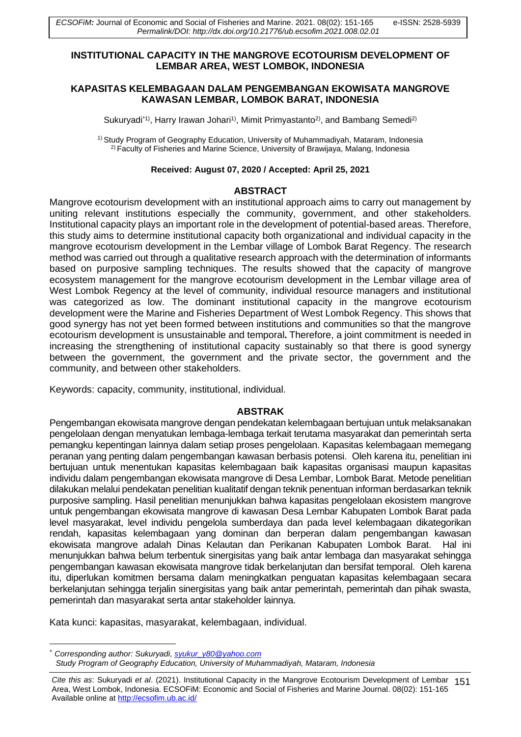# INSTITUTIONAL CAPACITY IN THE MANGROVE ECOTOURISM DEVELOPMENT OF LEMBAR AREA, WEST LOMBOK, INDONESIA

# KAPASITAS KELEMBAGAAN DALAM PENGEMBANGAN EKOWISATA MANGROVE KAWASAN LEMBAR, LOMBOK BARAT, INDONESIA

Sukuryadi*[1], Harry Irawan Johari[1], Mimit Primyastanto[2], and Bambang Semedi[2]

[1] Study Program of Geography Education, University of Muhammadiyah, Mataram, Indonesia
[2] Faculty of Fisheries and Marine Science, University of Brawijaya, Malang, Indonesia

**Received: August 07, 2020 / Accepted: April 25, 2021**

## ABSTRACT

Mangrove ecotourism development with an institutional approach aims to carry out management by uniting relevant institutions especially the community, government, and other stakeholders. Institutional capacity plays an important role in the development of potential-based areas. Therefore, this study aims to determine institutional capacity both organizational and individual capacity in the mangrove ecotourism development in the Lembar village of Lombok Barat Regency. The research method was carried out through a qualitative research approach with the determination of informants based on purposive sampling techniques. The results showed that the capacity of mangrove ecosystem management for the mangrove ecotourism development in the Lembar village area of West Lombok Regency at the level of community, individual resource managers and institutional was categorized as low. The dominant institutional capacity in the mangrove ecotourism development were the Marine and Fisheries Department of West Lombok Regency. This shows that good synergy has not yet been formed between institutions and communities so that the mangrove ecotourism development is unsustainable and temporal**.** Therefore, a joint commitment is needed in increasing the strengthening of institutional capacity sustainably so that there is good synergy between the government, the government and the private sector, the government and the community, and between other stakeholders.

Keywords: capacity, community, institutional, individual.

## ABSTRAK

Pengembangan ekowisata mangrove dengan pendekatan kelembagaan bertujuan untuk melaksanakan pengelolaan dengan menyatukan lembaga-lembaga terkait terutama masyarakat dan pemerintah serta pemangku kepentingan lainnya dalam setiap proses pengelolaan. Kapasitas kelembagaan memegang peranan yang penting dalam pengembangan kawasan berbasis potensi. Oleh karena itu, penelitian ini bertujuan untuk menentukan kapasitas kelembagaan baik kapasitas organisasi maupun kapasitas individu dalam pengembangan ekowisata mangrove di Desa Lembar, Lombok Barat. Metode penelitian dilakukan melalui pendekatan penelitian kualitatif dengan teknik penentuan informan berdasarkan teknik purposive sampling. Hasil penelitian menunjukkan bahwa kapasitas pengelolaan ekosistem mangrove untuk pengembangan ekowisata mangrove di kawasan Desa Lembar Kabupaten Lombok Barat pada level masyarakat, level individu pengelola sumberdaya dan pada level kelembagaan dikategorikan rendah, kapasitas kelembagaan yang dominan dan berperan dalam pengembangan kawasan ekowisata mangrove adalah Dinas Kelautan dan Perikanan Kabupaten Lombok Barat. Hal ini menunjukkan bahwa belum terbentuk sinergisitas yang baik antar lembaga dan masyarakat sehingga pengembangan kawasan ekowisata mangrove tidak berkelanjutan dan bersifat temporal. Oleh karena itu, diperlukan komitmen bersama dalam meningkatkan penguatan kapasitas kelembagaan secara berkelanjutan sehingga terjalin sinergisitas yang baik antar pemerintah, pemerintah dan pihak swasta, pemerintah dan masyarakat serta antar stakeholder lainnya.

Kata kunci: kapasitas, masyarakat, kelembagaan, individual.

---

* *Corresponding author: Sukuryadi, syukur_y80@yahoo.com*
*Study Program of Geography Education, University of Muhammadiyah, Mataram, Indonesia*

*Cite this as*: Sukuryadi *et al*. (2021). Institutional Capacity in the Mangrove Ecotourism Development of Lembar Area, West Lombok, Indonesia. ECSOFiM: Economic and Social of Fisheries and Marine Journal. 08(02): 151-165
Available online at http://ecsofim.ub.ac.id/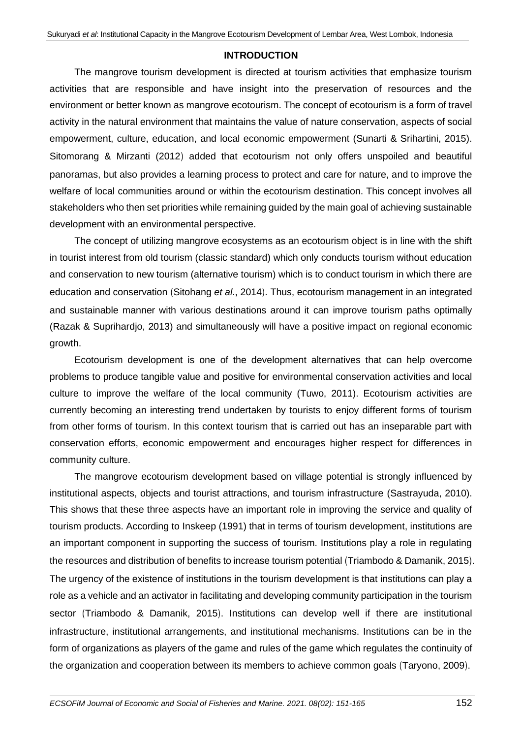## INTRODUCTION

The mangrove tourism development is directed at tourism activities that emphasize tourism activities that are responsible and have insight into the preservation of resources and the environment or better known as mangrove ecotourism. The concept of ecotourism is a form of travel activity in the natural environment that maintains the value of nature conservation, aspects of social empowerment, culture, education, and local economic empowerment (Sunarti & Srihartini, 2015). Sitomorang & Mirzanti (2012) added that ecotourism not only offers unspoiled and beautiful panoramas, but also provides a learning process to protect and care for nature, and to improve the welfare of local communities around or within the ecotourism destination. This concept involves all stakeholders who then set priorities while remaining guided by the main goal of achieving sustainable development with an environmental perspective.

The concept of utilizing mangrove ecosystems as an ecotourism object is in line with the shift in tourist interest from old tourism (classic standard) which only conducts tourism without education and conservation to new tourism (alternative tourism) which is to conduct tourism in which there are education and conservation (Sitohang *et al*., 2014). Thus, ecotourism management in an integrated and sustainable manner with various destinations around it can improve tourism paths optimally (Razak & Suprihardjo, 2013) and simultaneously will have a positive impact on regional economic growth.

Ecotourism development is one of the development alternatives that can help overcome problems to produce tangible value and positive for environmental conservation activities and local culture to improve the welfare of the local community (Tuwo, 2011). Ecotourism activities are currently becoming an interesting trend undertaken by tourists to enjoy different forms of tourism from other forms of tourism. In this context tourism that is carried out has an inseparable part with conservation efforts, economic empowerment and encourages higher respect for differences in community culture.

The mangrove ecotourism development based on village potential is strongly influenced by institutional aspects, objects and tourist attractions, and tourism infrastructure (Sastrayuda, 2010). This shows that these three aspects have an important role in improving the service and quality of tourism products. According to Inskeep (1991) that in terms of tourism development, institutions are an important component in supporting the success of tourism. Institutions play a role in regulating the resources and distribution of benefits to increase tourism potential (Triambodo & Damanik, 2015). The urgency of the existence of institutions in the tourism development is that institutions can play a role as a vehicle and an activator in facilitating and developing community participation in the tourism sector (Triambodo & Damanik, 2015). Institutions can develop well if there are institutional infrastructure, institutional arrangements, and institutional mechanisms. Institutions can be in the form of organizations as players of the game and rules of the game which regulates the continuity of the organization and cooperation between its members to achieve common goals (Taryono, 2009).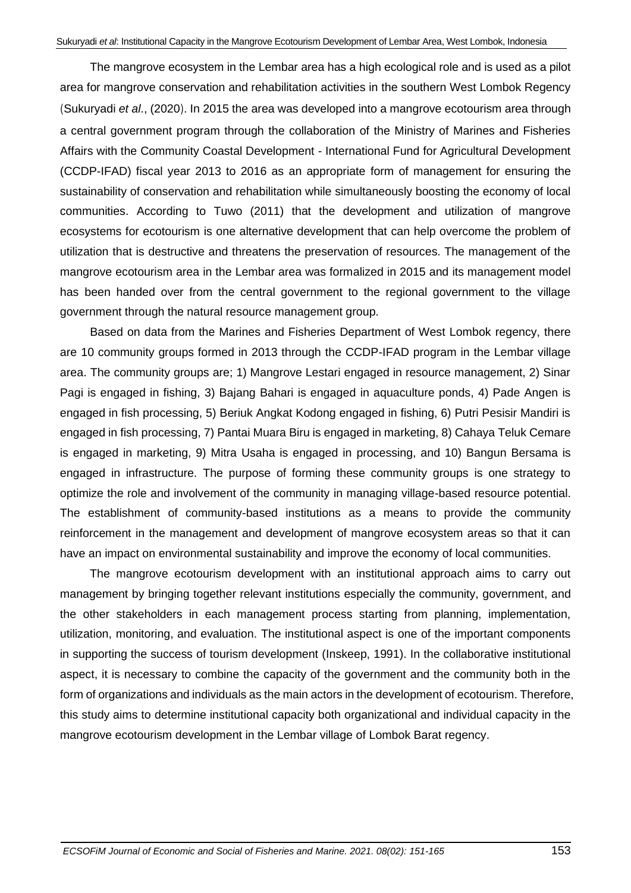The mangrove ecosystem in the Lembar area has a high ecological role and is used as a pilot area for mangrove conservation and rehabilitation activities in the southern West Lombok Regency (Sukuryadi *et al*., (2020). In 2015 the area was developed into a mangrove ecotourism area through a central government program through the collaboration of the Ministry of Marines and Fisheries Affairs with the Community Coastal Development - International Fund for Agricultural Development (CCDP-IFAD) fiscal year 2013 to 2016 as an appropriate form of management for ensuring the sustainability of conservation and rehabilitation while simultaneously boosting the economy of local communities. According to Tuwo (2011) that the development and utilization of mangrove ecosystems for ecotourism is one alternative development that can help overcome the problem of utilization that is destructive and threatens the preservation of resources. The management of the mangrove ecotourism area in the Lembar area was formalized in 2015 and its management model has been handed over from the central government to the regional government to the village government through the natural resource management group.

Based on data from the Marines and Fisheries Department of West Lombok regency, there are 10 community groups formed in 2013 through the CCDP-IFAD program in the Lembar village area. The community groups are; 1) Mangrove Lestari engaged in resource management, 2) Sinar Pagi is engaged in fishing, 3) Bajang Bahari is engaged in aquaculture ponds, 4) Pade Angen is engaged in fish processing, 5) Beriuk Angkat Kodong engaged in fishing, 6) Putri Pesisir Mandiri is engaged in fish processing, 7) Pantai Muara Biru is engaged in marketing, 8) Cahaya Teluk Cemare is engaged in marketing, 9) Mitra Usaha is engaged in processing, and 10) Bangun Bersama is engaged in infrastructure. The purpose of forming these community groups is one strategy to optimize the role and involvement of the community in managing village-based resource potential. The establishment of community-based institutions as a means to provide the community reinforcement in the management and development of mangrove ecosystem areas so that it can have an impact on environmental sustainability and improve the economy of local communities.

The mangrove ecotourism development with an institutional approach aims to carry out management by bringing together relevant institutions especially the community, government, and the other stakeholders in each management process starting from planning, implementation, utilization, monitoring, and evaluation. The institutional aspect is one of the important components in supporting the success of tourism development (Inskeep, 1991). In the collaborative institutional aspect, it is necessary to combine the capacity of the government and the community both in the form of organizations and individuals as the main actors in the development of ecotourism. Therefore, this study aims to determine institutional capacity both organizational and individual capacity in the mangrove ecotourism development in the Lembar village of Lombok Barat regency.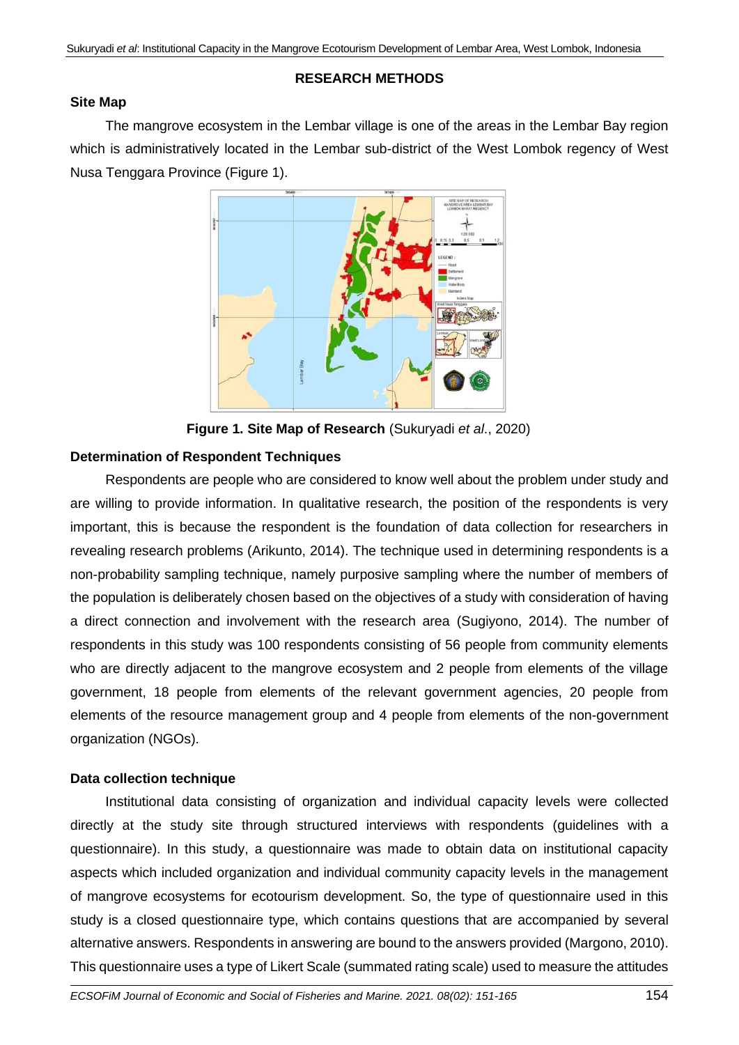## RESEARCH METHODS

### Site Map

The mangrove ecosystem in the Lembar village is one of the areas in the Lembar Bay region which is administratively located in the Lembar sub-district of the West Lombok regency of West Nusa Tenggara Province (Figure 1).

**Figure 1. Site Map of Research** (Sukuryadi *et al*., 2020)

### Determination of Respondent Techniques

Respondents are people who are considered to know well about the problem under study and are willing to provide information. In qualitative research, the position of the respondents is very important, this is because the respondent is the foundation of data collection for researchers in revealing research problems (Arikunto, 2014). The technique used in determining respondents is a non-probability sampling technique, namely purposive sampling where the number of members of the population is deliberately chosen based on the objectives of a study with consideration of having a direct connection and involvement with the research area (Sugiyono, 2014). The number of respondents in this study was 100 respondents consisting of 56 people from community elements who are directly adjacent to the mangrove ecosystem and 2 people from elements of the village government, 18 people from elements of the relevant government agencies, 20 people from elements of the resource management group and 4 people from elements of the non-government organization (NGOs).

### Data collection technique

Institutional data consisting of organization and individual capacity levels were collected directly at the study site through structured interviews with respondents (guidelines with a questionnaire). In this study, a questionnaire was made to obtain data on institutional capacity aspects which included organization and individual community capacity levels in the management of mangrove ecosystems for ecotourism development. So, the type of questionnaire used in this study is a closed questionnaire type, which contains questions that are accompanied by several alternative answers. Respondents in answering are bound to the answers provided (Margono, 2010). This questionnaire uses a type of Likert Scale (summated rating scale) used to measure the attitudes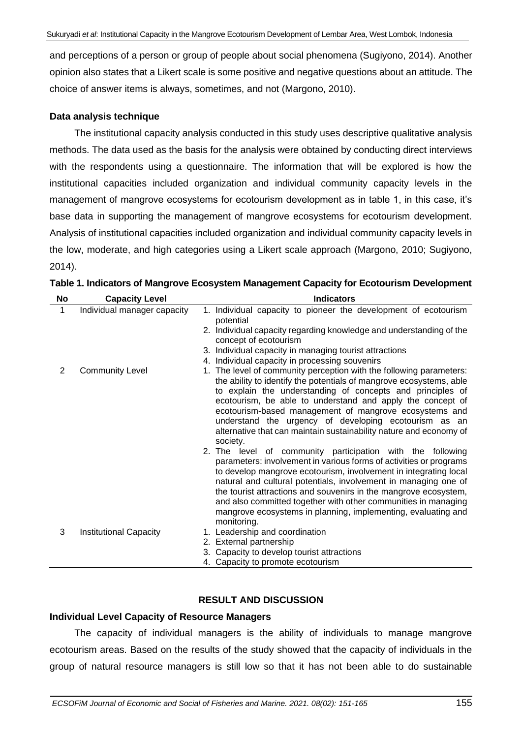and perceptions of a person or group of people about social phenomena (Sugiyono, 2014). Another opinion also states that a Likert scale is some positive and negative questions about an attitude. The choice of answer items is always, sometimes, and not (Margono, 2010).

**Data analysis technique**

The institutional capacity analysis conducted in this study uses descriptive qualitative analysis methods. The data used as the basis for the analysis were obtained by conducting direct interviews with the respondents using a questionnaire. The information that will be explored is how the institutional capacities included organization and individual community capacity levels in the management of mangrove ecosystems for ecotourism development as in table 1, in this case, it's base data in supporting the management of mangrove ecosystems for ecotourism development. Analysis of institutional capacities included organization and individual community capacity levels in the low, moderate, and high categories using a Likert scale approach (Margono, 2010; Sugiyono, 2014).

**Table 1. Indicators of Mangrove Ecosystem Management Capacity for Ecotourism Development**

| No | Capacity Level | Indicators |
|---|---|---|
| 1 | Individual manager capacity | 1. Individual capacity to pioneer the development of ecotourism potential<br>2. Individual capacity regarding knowledge and understanding of the concept of ecotourism<br>3. Individual capacity in managing tourist attractions<br>4. Individual capacity in processing souvenirs |
| 2 | Community Level | 1. The level of community perception with the following parameters: the ability to identify the potentials of mangrove ecosystems, able to explain the understanding of concepts and principles of ecotourism, be able to understand and apply the concept of ecotourism-based management of mangrove ecosystems and understand the urgency of developing ecotourism as an alternative that can maintain sustainability nature and economy of society.<br>2. The level of community participation with the following parameters: involvement in various forms of activities or programs to develop mangrove ecotourism, involvement in integrating local natural and cultural potentials, involvement in managing one of the tourist attractions and souvenirs in the mangrove ecosystem, and also committed together with other communities in managing mangrove ecosystems in planning, implementing, evaluating and monitoring. |
| 3 | Institutional Capacity | 1. Leadership and coordination<br>2. External partnership<br>3. Capacity to develop tourist attractions<br>4. Capacity to promote ecotourism |

## RESULT AND DISCUSSION

### Individual Level Capacity of Resource Managers

The capacity of individual managers is the ability of individuals to manage mangrove ecotourism areas. Based on the results of the study showed that the capacity of individuals in the group of natural resource managers is still low so that it has not been able to do sustainable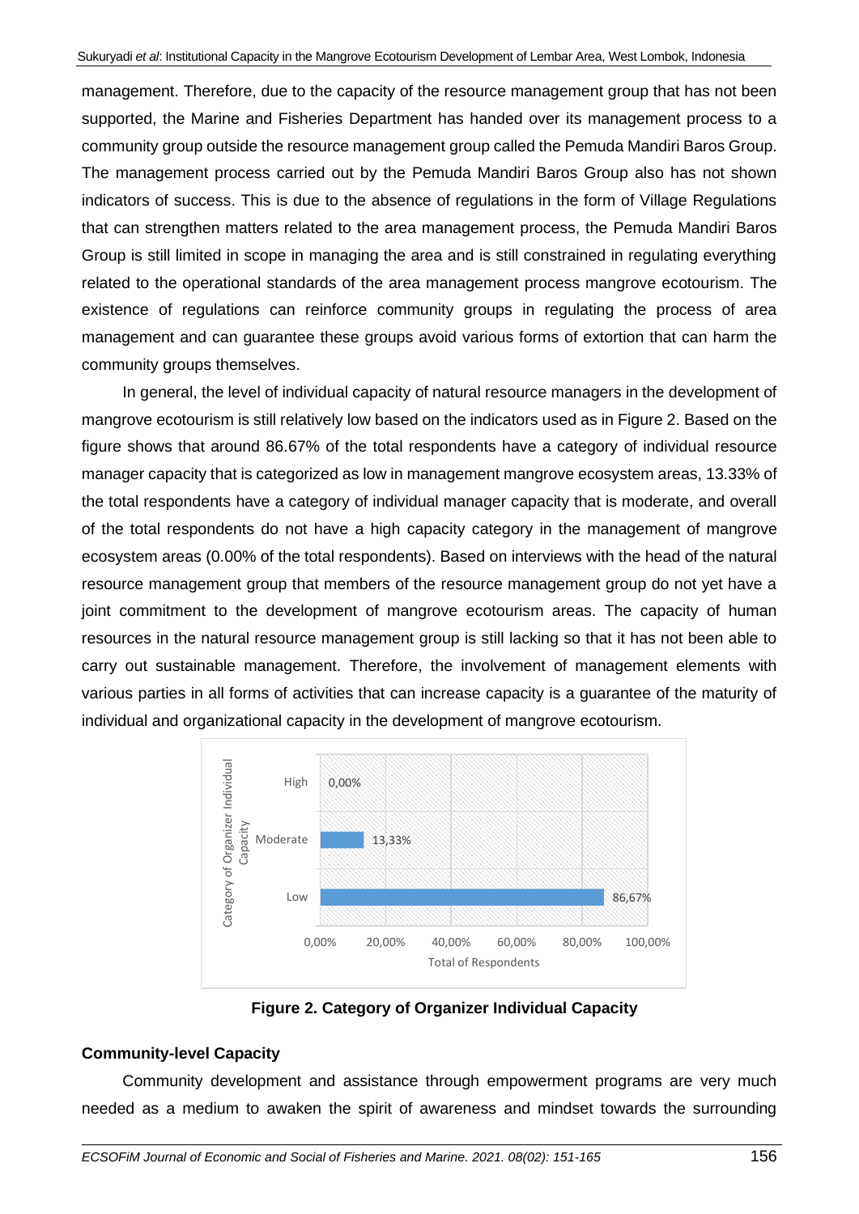management. Therefore, due to the capacity of the resource management group that has not been supported, the Marine and Fisheries Department has handed over its management process to a community group outside the resource management group called the Pemuda Mandiri Baros Group. The management process carried out by the Pemuda Mandiri Baros Group also has not shown indicators of success. This is due to the absence of regulations in the form of Village Regulations that can strengthen matters related to the area management process, the Pemuda Mandiri Baros Group is still limited in scope in managing the area and is still constrained in regulating everything related to the operational standards of the area management process mangrove ecotourism. The existence of regulations can reinforce community groups in regulating the process of area management and can guarantee these groups avoid various forms of extortion that can harm the community groups themselves.

In general, the level of individual capacity of natural resource managers in the development of mangrove ecotourism is still relatively low based on the indicators used as in Figure 2. Based on the figure shows that around 86.67% of the total respondents have a category of individual resource manager capacity that is categorized as low in management mangrove ecosystem areas, 13.33% of the total respondents have a category of individual manager capacity that is moderate, and overall of the total respondents do not have a high capacity category in the management of mangrove ecosystem areas (0.00% of the total respondents). Based on interviews with the head of the natural resource management group that members of the resource management group do not yet have a joint commitment to the development of mangrove ecotourism areas. The capacity of human resources in the natural resource management group is still lacking so that it has not been able to carry out sustainable management. Therefore, the involvement of management elements with various parties in all forms of activities that can increase capacity is a guarantee of the maturity of individual and organizational capacity in the development of mangrove ecotourism.

| Category of Organizer Individual Capacity | Total of Respondents |
|---|---|
| High | 0,00% |
| Moderate | 13,33% |
| Low | 86,67% |

**Figure 2. Category of Organizer Individual Capacity**

### Community-level Capacity

Community development and assistance through empowerment programs are very much needed as a medium to awaken the spirit of awareness and mindset towards the surrounding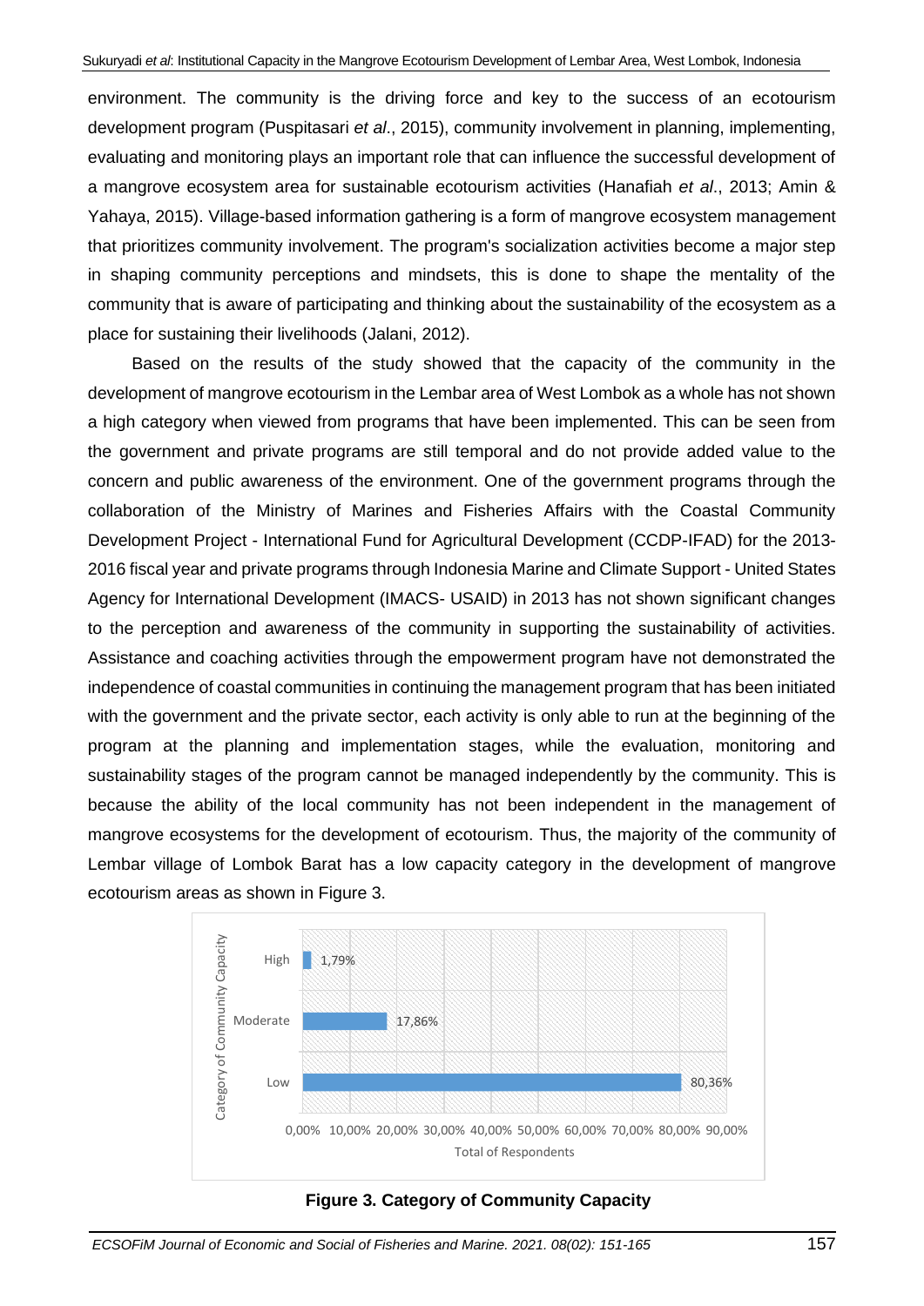environment. The community is the driving force and key to the success of an ecotourism development program (Puspitasari *et al*., 2015), community involvement in planning, implementing, evaluating and monitoring plays an important role that can influence the successful development of a mangrove ecosystem area for sustainable ecotourism activities (Hanafiah *et al*., 2013; Amin & Yahaya, 2015). Village-based information gathering is a form of mangrove ecosystem management that prioritizes community involvement. The program's socialization activities become a major step in shaping community perceptions and mindsets, this is done to shape the mentality of the community that is aware of participating and thinking about the sustainability of the ecosystem as a place for sustaining their livelihoods (Jalani, 2012).

Based on the results of the study showed that the capacity of the community in the development of mangrove ecotourism in the Lembar area of West Lombok as a whole has not shown a high category when viewed from programs that have been implemented. This can be seen from the government and private programs are still temporal and do not provide added value to the concern and public awareness of the environment. One of the government programs through the collaboration of the Ministry of Marines and Fisheries Affairs with the Coastal Community Development Project - International Fund for Agricultural Development (CCDP-IFAD) for the 2013-2016 fiscal year and private programs through Indonesia Marine and Climate Support - United States Agency for International Development (IMACS- USAID) in 2013 has not shown significant changes to the perception and awareness of the community in supporting the sustainability of activities. Assistance and coaching activities through the empowerment program have not demonstrated the independence of coastal communities in continuing the management program that has been initiated with the government and the private sector, each activity is only able to run at the beginning of the program at the planning and implementation stages, while the evaluation, monitoring and sustainability stages of the program cannot be managed independently by the community. This is because the ability of the local community has not been independent in the management of mangrove ecosystems for the development of ecotourism. Thus, the majority of the community of Lembar village of Lombok Barat has a low capacity category in the development of mangrove ecotourism areas as shown in Figure 3.

| Category of Community Capacity | Total of Respondents |
|---|---|
| High | 1,79% |
| Moderate | 17,86% |
| Low | 80,36% |

**Figure 3. Category of Community Capacity**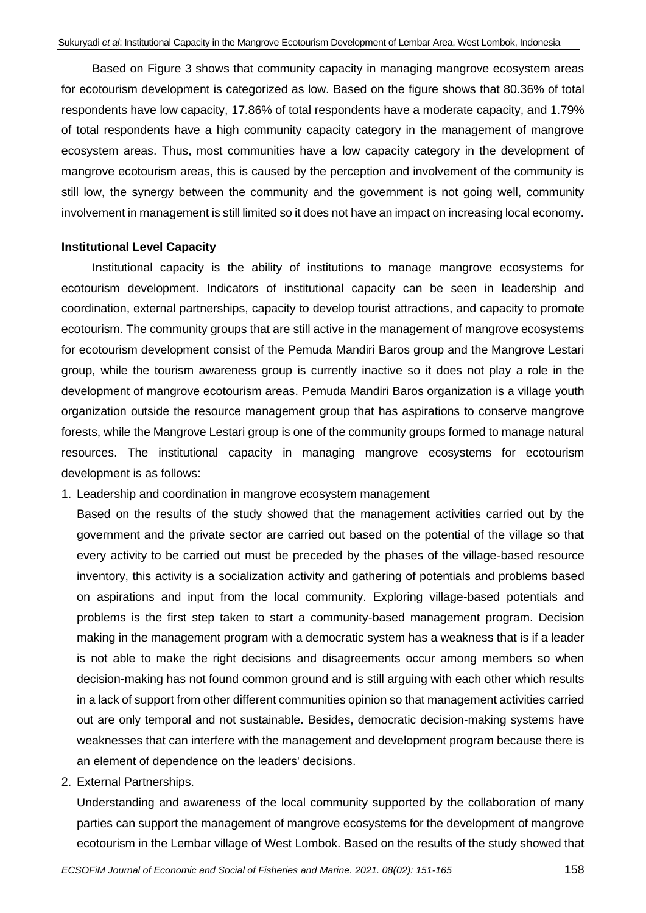Based on Figure 3 shows that community capacity in managing mangrove ecosystem areas for ecotourism development is categorized as low. Based on the figure shows that 80.36% of total respondents have low capacity, 17.86% of total respondents have a moderate capacity, and 1.79% of total respondents have a high community capacity category in the management of mangrove ecosystem areas. Thus, most communities have a low capacity category in the development of mangrove ecotourism areas, this is caused by the perception and involvement of the community is still low, the synergy between the community and the government is not going well, community involvement in management is still limited so it does not have an impact on increasing local economy.

**Institutional Level Capacity**

Institutional capacity is the ability of institutions to manage mangrove ecosystems for ecotourism development. Indicators of institutional capacity can be seen in leadership and coordination, external partnerships, capacity to develop tourist attractions, and capacity to promote ecotourism. The community groups that are still active in the management of mangrove ecosystems for ecotourism development consist of the Pemuda Mandiri Baros group and the Mangrove Lestari group, while the tourism awareness group is currently inactive so it does not play a role in the development of mangrove ecotourism areas. Pemuda Mandiri Baros organization is a village youth organization outside the resource management group that has aspirations to conserve mangrove forests, while the Mangrove Lestari group is one of the community groups formed to manage natural resources. The institutional capacity in managing mangrove ecosystems for ecotourism development is as follows:

1. Leadership and coordination in mangrove ecosystem management

   Based on the results of the study showed that the management activities carried out by the government and the private sector are carried out based on the potential of the village so that every activity to be carried out must be preceded by the phases of the village-based resource inventory, this activity is a socialization activity and gathering of potentials and problems based on aspirations and input from the local community. Exploring village-based potentials and problems is the first step taken to start a community-based management program. Decision making in the management program with a democratic system has a weakness that is if a leader is not able to make the right decisions and disagreements occur among members so when decision-making has not found common ground and is still arguing with each other which results in a lack of support from other different communities opinion so that management activities carried out are only temporal and not sustainable. Besides, democratic decision-making systems have weaknesses that can interfere with the management and development program because there is an element of dependence on the leaders' decisions.

2. External Partnerships.

   Understanding and awareness of the local community supported by the collaboration of many parties can support the management of mangrove ecosystems for the development of mangrove ecotourism in the Lembar village of West Lombok. Based on the results of the study showed that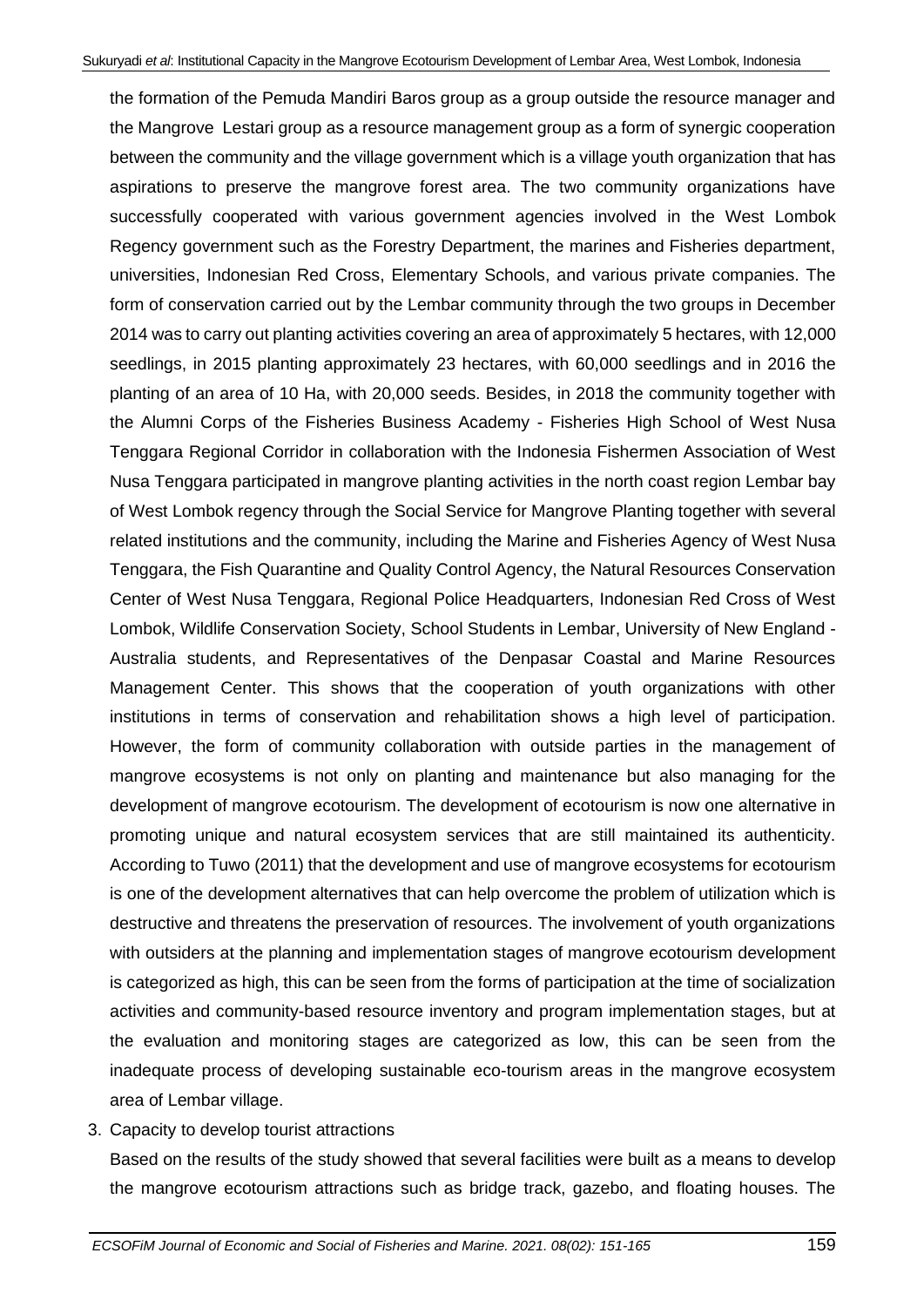the formation of the Pemuda Mandiri Baros group as a group outside the resource manager and the Mangrove Lestari group as a resource management group as a form of synergic cooperation between the community and the village government which is a village youth organization that has aspirations to preserve the mangrove forest area. The two community organizations have successfully cooperated with various government agencies involved in the West Lombok Regency government such as the Forestry Department, the marines and Fisheries department, universities, Indonesian Red Cross, Elementary Schools, and various private companies. The form of conservation carried out by the Lembar community through the two groups in December 2014 was to carry out planting activities covering an area of approximately 5 hectares, with 12,000 seedlings, in 2015 planting approximately 23 hectares, with 60,000 seedlings and in 2016 the planting of an area of 10 Ha, with 20,000 seeds. Besides, in 2018 the community together with the Alumni Corps of the Fisheries Business Academy - Fisheries High School of West Nusa Tenggara Regional Corridor in collaboration with the Indonesia Fishermen Association of West Nusa Tenggara participated in mangrove planting activities in the north coast region Lembar bay of West Lombok regency through the Social Service for Mangrove Planting together with several related institutions and the community, including the Marine and Fisheries Agency of West Nusa Tenggara, the Fish Quarantine and Quality Control Agency, the Natural Resources Conservation Center of West Nusa Tenggara, Regional Police Headquarters, Indonesian Red Cross of West Lombok, Wildlife Conservation Society, School Students in Lembar, University of New England - Australia students, and Representatives of the Denpasar Coastal and Marine Resources Management Center. This shows that the cooperation of youth organizations with other institutions in terms of conservation and rehabilitation shows a high level of participation. However, the form of community collaboration with outside parties in the management of mangrove ecosystems is not only on planting and maintenance but also managing for the development of mangrove ecotourism. The development of ecotourism is now one alternative in promoting unique and natural ecosystem services that are still maintained its authenticity. According to Tuwo (2011) that the development and use of mangrove ecosystems for ecotourism is one of the development alternatives that can help overcome the problem of utilization which is destructive and threatens the preservation of resources. The involvement of youth organizations with outsiders at the planning and implementation stages of mangrove ecotourism development is categorized as high, this can be seen from the forms of participation at the time of socialization activities and community-based resource inventory and program implementation stages, but at the evaluation and monitoring stages are categorized as low, this can be seen from the inadequate process of developing sustainable eco-tourism areas in the mangrove ecosystem area of Lembar village.

3. Capacity to develop tourist attractions

   Based on the results of the study showed that several facilities were built as a means to develop the mangrove ecotourism attractions such as bridge track, gazebo, and floating houses. The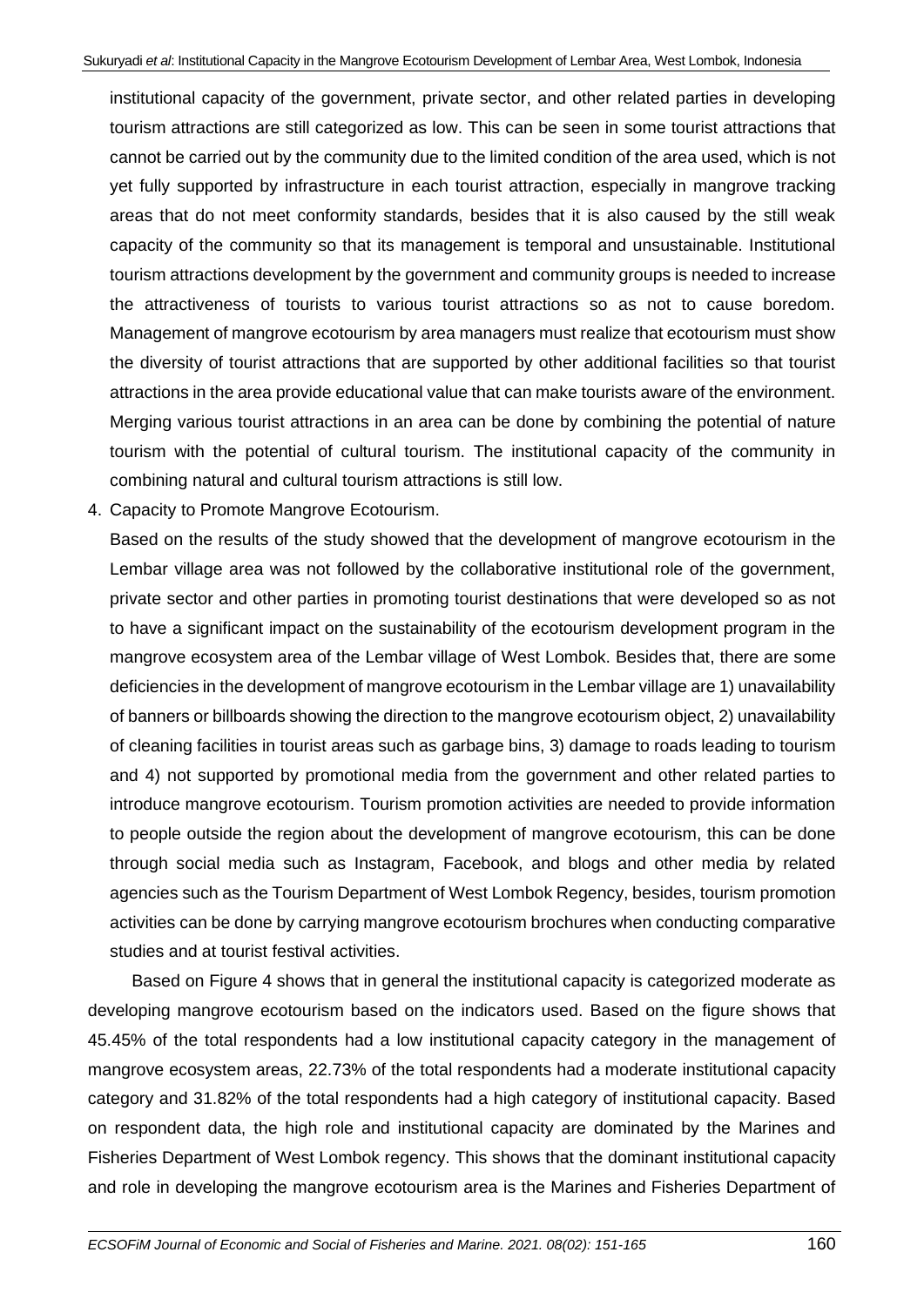institutional capacity of the government, private sector, and other related parties in developing tourism attractions are still categorized as low. This can be seen in some tourist attractions that cannot be carried out by the community due to the limited condition of the area used, which is not yet fully supported by infrastructure in each tourist attraction, especially in mangrove tracking areas that do not meet conformity standards, besides that it is also caused by the still weak capacity of the community so that its management is temporal and unsustainable. Institutional tourism attractions development by the government and community groups is needed to increase the attractiveness of tourists to various tourist attractions so as not to cause boredom. Management of mangrove ecotourism by area managers must realize that ecotourism must show the diversity of tourist attractions that are supported by other additional facilities so that tourist attractions in the area provide educational value that can make tourists aware of the environment. Merging various tourist attractions in an area can be done by combining the potential of nature tourism with the potential of cultural tourism. The institutional capacity of the community in combining natural and cultural tourism attractions is still low.

4. Capacity to Promote Mangrove Ecotourism.

   Based on the results of the study showed that the development of mangrove ecotourism in the Lembar village area was not followed by the collaborative institutional role of the government, private sector and other parties in promoting tourist destinations that were developed so as not to have a significant impact on the sustainability of the ecotourism development program in the mangrove ecosystem area of the Lembar village of West Lombok. Besides that, there are some deficiencies in the development of mangrove ecotourism in the Lembar village are 1) unavailability of banners or billboards showing the direction to the mangrove ecotourism object, 2) unavailability of cleaning facilities in tourist areas such as garbage bins, 3) damage to roads leading to tourism and 4) not supported by promotional media from the government and other related parties to introduce mangrove ecotourism. Tourism promotion activities are needed to provide information to people outside the region about the development of mangrove ecotourism, this can be done through social media such as Instagram, Facebook, and blogs and other media by related agencies such as the Tourism Department of West Lombok Regency, besides, tourism promotion activities can be done by carrying mangrove ecotourism brochures when conducting comparative studies and at tourist festival activities.

Based on Figure 4 shows that in general the institutional capacity is categorized moderate as developing mangrove ecotourism based on the indicators used. Based on the figure shows that 45.45% of the total respondents had a low institutional capacity category in the management of mangrove ecosystem areas, 22.73% of the total respondents had a moderate institutional capacity category and 31.82% of the total respondents had a high category of institutional capacity. Based on respondent data, the high role and institutional capacity are dominated by the Marines and Fisheries Department of West Lombok regency. This shows that the dominant institutional capacity and role in developing the mangrove ecotourism area is the Marines and Fisheries Department of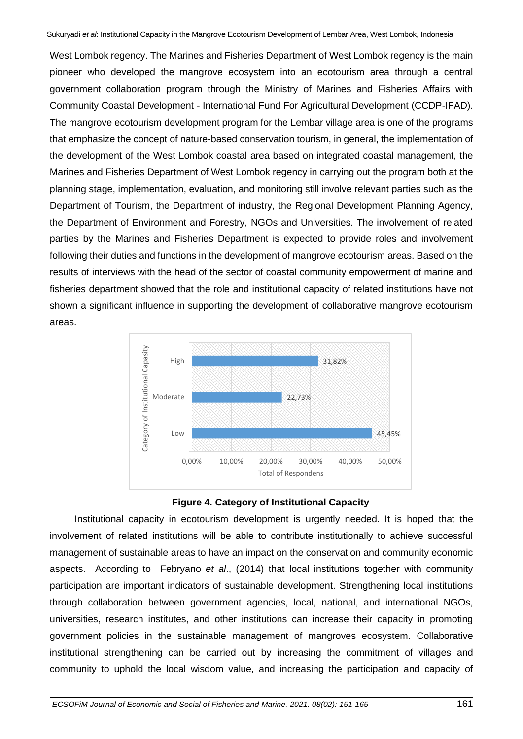West Lombok regency. The Marines and Fisheries Department of West Lombok regency is the main pioneer who developed the mangrove ecosystem into an ecotourism area through a central government collaboration program through the Ministry of Marines and Fisheries Affairs with Community Coastal Development - International Fund For Agricultural Development (CCDP-IFAD). The mangrove ecotourism development program for the Lembar village area is one of the programs that emphasize the concept of nature-based conservation tourism, in general, the implementation of the development of the West Lombok coastal area based on integrated coastal management, the Marines and Fisheries Department of West Lombok regency in carrying out the program both at the planning stage, implementation, evaluation, and monitoring still involve relevant parties such as the Department of Tourism, the Department of industry, the Regional Development Planning Agency, the Department of Environment and Forestry, NGOs and Universities. The involvement of related parties by the Marines and Fisheries Department is expected to provide roles and involvement following their duties and functions in the development of mangrove ecotourism areas. Based on the results of interviews with the head of the sector of coastal community empowerment of marine and fisheries department showed that the role and institutional capacity of related institutions have not shown a significant influence in supporting the development of collaborative mangrove ecotourism areas.

| Category of Institutional Capasity | Total of Respondens |
|---|---|
| High | 31,82% |
| Moderate | 22,73% |
| Low | 45,45% |

**Figure 4. Category of Institutional Capacity**

Institutional capacity in ecotourism development is urgently needed. It is hoped that the involvement of related institutions will be able to contribute institutionally to achieve successful management of sustainable areas to have an impact on the conservation and community economic aspects. According to Febryano *et al*., (2014) that local institutions together with community participation are important indicators of sustainable development. Strengthening local institutions through collaboration between government agencies, local, national, and international NGOs, universities, research institutes, and other institutions can increase their capacity in promoting government policies in the sustainable management of mangroves ecosystem. Collaborative institutional strengthening can be carried out by increasing the commitment of villages and community to uphold the local wisdom value, and increasing the participation and capacity of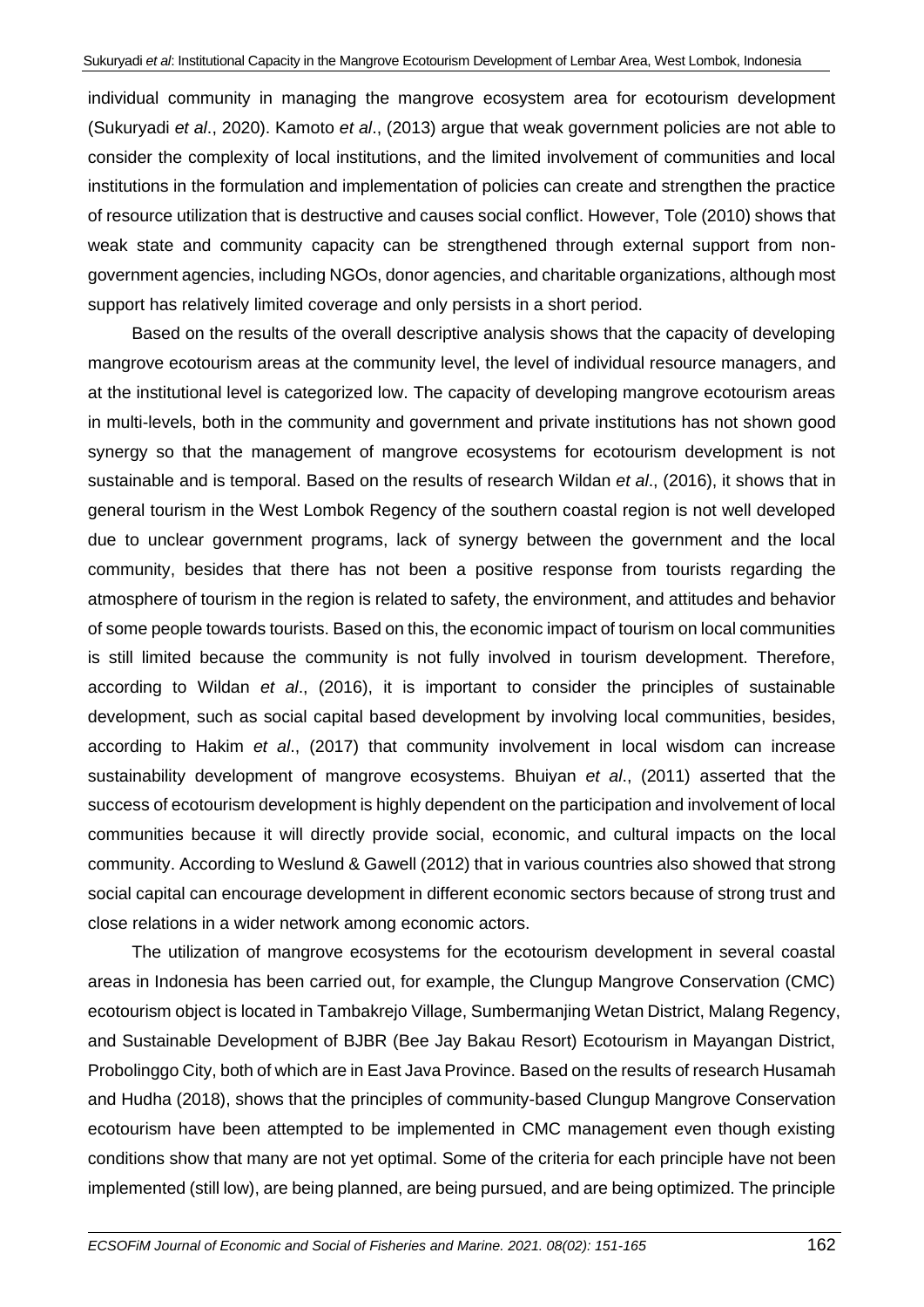individual community in managing the mangrove ecosystem area for ecotourism development (Sukuryadi *et al*., 2020). Kamoto *et al*., (2013) argue that weak government policies are not able to consider the complexity of local institutions, and the limited involvement of communities and local institutions in the formulation and implementation of policies can create and strengthen the practice of resource utilization that is destructive and causes social conflict. However, Tole (2010) shows that weak state and community capacity can be strengthened through external support from non-government agencies, including NGOs, donor agencies, and charitable organizations, although most support has relatively limited coverage and only persists in a short period.

Based on the results of the overall descriptive analysis shows that the capacity of developing mangrove ecotourism areas at the community level, the level of individual resource managers, and at the institutional level is categorized low. The capacity of developing mangrove ecotourism areas in multi-levels, both in the community and government and private institutions has not shown good synergy so that the management of mangrove ecosystems for ecotourism development is not sustainable and is temporal. Based on the results of research Wildan *et al*., (2016), it shows that in general tourism in the West Lombok Regency of the southern coastal region is not well developed due to unclear government programs, lack of synergy between the government and the local community, besides that there has not been a positive response from tourists regarding the atmosphere of tourism in the region is related to safety, the environment, and attitudes and behavior of some people towards tourists. Based on this, the economic impact of tourism on local communities is still limited because the community is not fully involved in tourism development. Therefore, according to Wildan *et al*., (2016), it is important to consider the principles of sustainable development, such as social capital based development by involving local communities, besides, according to Hakim *et al*., (2017) that community involvement in local wisdom can increase sustainability development of mangrove ecosystems. Bhuiyan *et al*., (2011) asserted that the success of ecotourism development is highly dependent on the participation and involvement of local communities because it will directly provide social, economic, and cultural impacts on the local community. According to Weslund & Gawell (2012) that in various countries also showed that strong social capital can encourage development in different economic sectors because of strong trust and close relations in a wider network among economic actors.

The utilization of mangrove ecosystems for the ecotourism development in several coastal areas in Indonesia has been carried out, for example, the Clungup Mangrove Conservation (CMC) ecotourism object is located in Tambakrejo Village, Sumbermanjing Wetan District, Malang Regency, and Sustainable Development of BJBR (Bee Jay Bakau Resort) Ecotourism in Mayangan District, Probolinggo City, both of which are in East Java Province. Based on the results of research Husamah and Hudha (2018), shows that the principles of community-based Clungup Mangrove Conservation ecotourism have been attempted to be implemented in CMC management even though existing conditions show that many are not yet optimal. Some of the criteria for each principle have not been implemented (still low), are being planned, are being pursued, and are being optimized. The principle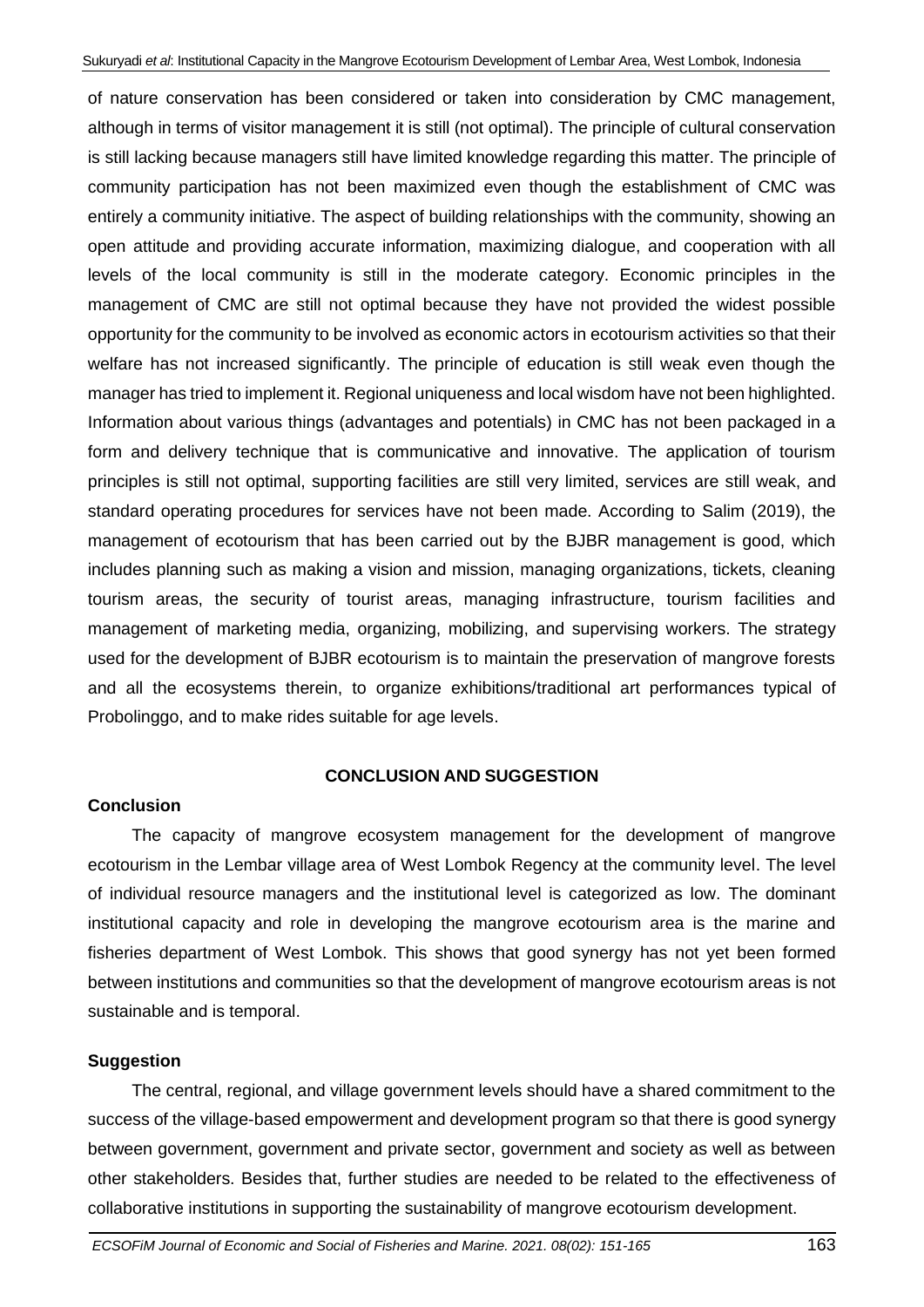of nature conservation has been considered or taken into consideration by CMC management, although in terms of visitor management it is still (not optimal). The principle of cultural conservation is still lacking because managers still have limited knowledge regarding this matter. The principle of community participation has not been maximized even though the establishment of CMC was entirely a community initiative. The aspect of building relationships with the community, showing an open attitude and providing accurate information, maximizing dialogue, and cooperation with all levels of the local community is still in the moderate category. Economic principles in the management of CMC are still not optimal because they have not provided the widest possible opportunity for the community to be involved as economic actors in ecotourism activities so that their welfare has not increased significantly. The principle of education is still weak even though the manager has tried to implement it. Regional uniqueness and local wisdom have not been highlighted. Information about various things (advantages and potentials) in CMC has not been packaged in a form and delivery technique that is communicative and innovative. The application of tourism principles is still not optimal, supporting facilities are still very limited, services are still weak, and standard operating procedures for services have not been made. According to Salim (2019), the management of ecotourism that has been carried out by the BJBR management is good, which includes planning such as making a vision and mission, managing organizations, tickets, cleaning tourism areas, the security of tourist areas, managing infrastructure, tourism facilities and management of marketing media, organizing, mobilizing, and supervising workers. The strategy used for the development of BJBR ecotourism is to maintain the preservation of mangrove forests and all the ecosystems therein, to organize exhibitions/traditional art performances typical of Probolinggo, and to make rides suitable for age levels.

## CONCLUSION AND SUGGESTION

### Conclusion

The capacity of mangrove ecosystem management for the development of mangrove ecotourism in the Lembar village area of West Lombok Regency at the community level. The level of individual resource managers and the institutional level is categorized as low. The dominant institutional capacity and role in developing the mangrove ecotourism area is the marine and fisheries department of West Lombok. This shows that good synergy has not yet been formed between institutions and communities so that the development of mangrove ecotourism areas is not sustainable and is temporal.

### Suggestion

The central, regional, and village government levels should have a shared commitment to the success of the village-based empowerment and development program so that there is good synergy between government, government and private sector, government and society as well as between other stakeholders. Besides that, further studies are needed to be related to the effectiveness of collaborative institutions in supporting the sustainability of mangrove ecotourism development.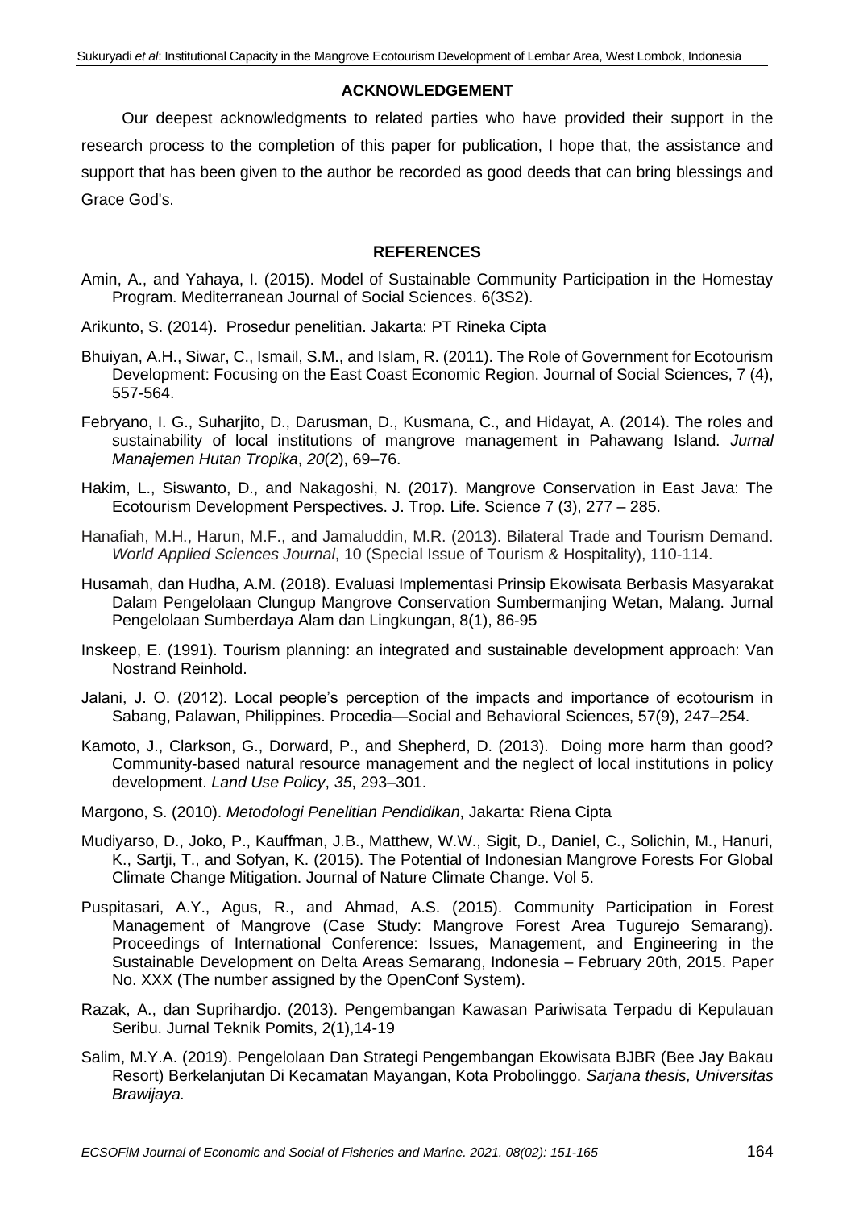## ACKNOWLEDGEMENT

Our deepest acknowledgments to related parties who have provided their support in the research process to the completion of this paper for publication, I hope that, the assistance and support that has been given to the author be recorded as good deeds that can bring blessings and Grace God's.

## REFERENCES

Amin, A., and Yahaya, I. (2015). Model of Sustainable Community Participation in the Homestay Program. Mediterranean Journal of Social Sciences. 6(3S2).

Arikunto, S. (2014). Prosedur penelitian. Jakarta: PT Rineka Cipta

Bhuiyan, A.H., Siwar, C., Ismail, S.M., and Islam, R. (2011). The Role of Government for Ecotourism Development: Focusing on the East Coast Economic Region. Journal of Social Sciences, 7 (4), 557-564.

Febryano, I. G., Suharjito, D., Darusman, D., Kusmana, C., and Hidayat, A. (2014). The roles and sustainability of local institutions of mangrove management in Pahawang Island. *Jurnal Manajemen Hutan Tropika*, *20*(2), 69–76.

Hakim, L., Siswanto, D., and Nakagoshi, N. (2017). Mangrove Conservation in East Java: The Ecotourism Development Perspectives. J. Trop. Life. Science 7 (3), 277 – 285.

Hanafiah, M.H., Harun, M.F., and Jamaluddin, M.R. (2013). Bilateral Trade and Tourism Demand. *World Applied Sciences Journal*, 10 (Special Issue of Tourism & Hospitality), 110-114.

Husamah, dan Hudha, A.M. (2018). Evaluasi Implementasi Prinsip Ekowisata Berbasis Masyarakat Dalam Pengelolaan Clungup Mangrove Conservation Sumbermanjing Wetan, Malang. Jurnal Pengelolaan Sumberdaya Alam dan Lingkungan, 8(1), 86-95

Inskeep, E. (1991). Tourism planning: an integrated and sustainable development approach: Van Nostrand Reinhold.

Jalani, J. O. (2012). Local people's perception of the impacts and importance of ecotourism in Sabang, Palawan, Philippines. Procedia—Social and Behavioral Sciences, 57(9), 247–254.

Kamoto, J., Clarkson, G., Dorward, P., and Shepherd, D. (2013). Doing more harm than good? Community-based natural resource management and the neglect of local institutions in policy development. *Land Use Policy*, *35*, 293–301.

Margono, S. (2010). *Metodologi Penelitian Pendidikan*, Jakarta: Riena Cipta

Mudiyarso, D., Joko, P., Kauffman, J.B., Matthew, W.W., Sigit, D., Daniel, C., Solichin, M., Hanuri, K., Sartji, T., and Sofyan, K. (2015). The Potential of Indonesian Mangrove Forests For Global Climate Change Mitigation. Journal of Nature Climate Change. Vol 5.

Puspitasari, A.Y., Agus, R., and Ahmad, A.S. (2015). Community Participation in Forest Management of Mangrove (Case Study: Mangrove Forest Area Tugurejo Semarang). Proceedings of International Conference: Issues, Management, and Engineering in the Sustainable Development on Delta Areas Semarang, Indonesia – February 20th, 2015. Paper No. XXX (The number assigned by the OpenConf System).

Razak, A., dan Suprihardjo. (2013). Pengembangan Kawasan Pariwisata Terpadu di Kepulauan Seribu. Jurnal Teknik Pomits, 2(1),14-19

Salim, M.Y.A. (2019). Pengelolaan Dan Strategi Pengembangan Ekowisata BJBR (Bee Jay Bakau Resort) Berkelanjutan Di Kecamatan Mayangan, Kota Probolinggo. *Sarjana thesis, Universitas Brawijaya.*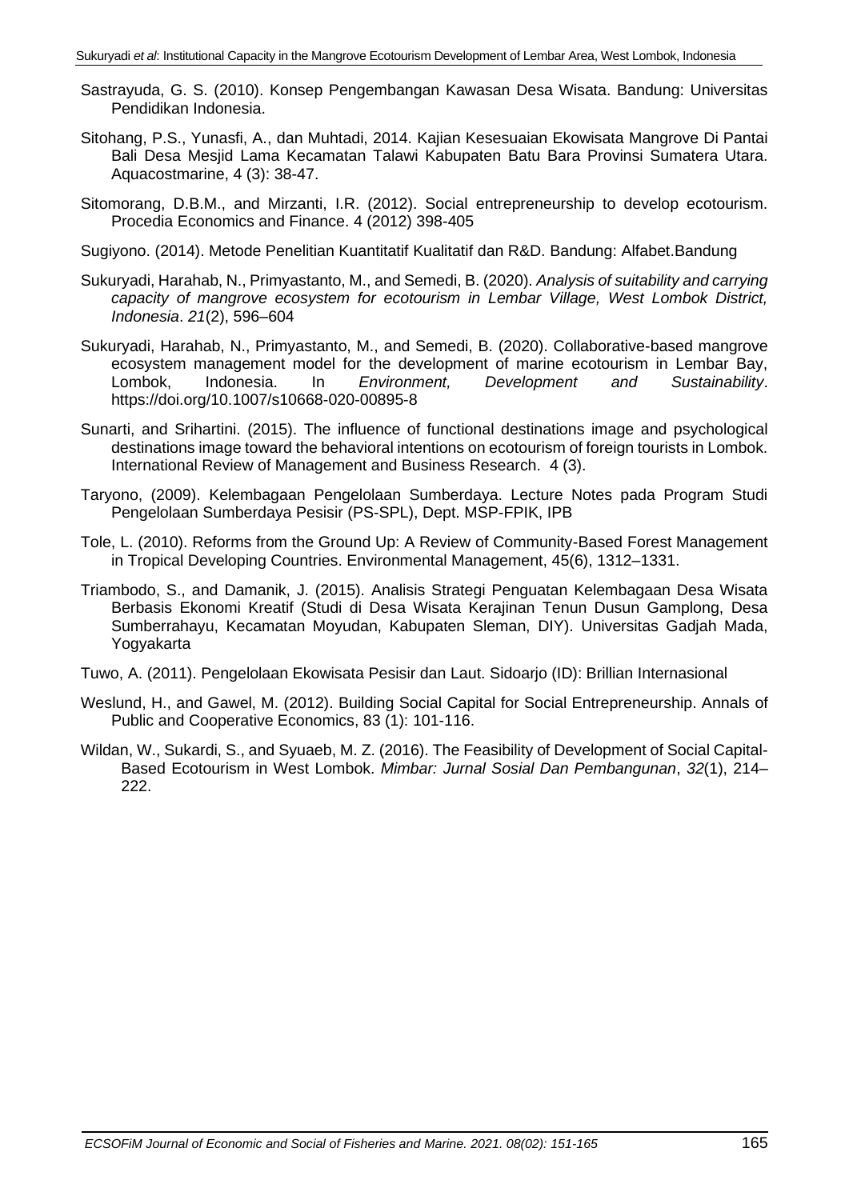Sastrayuda, G. S. (2010). Konsep Pengembangan Kawasan Desa Wisata. Bandung: Universitas Pendidikan Indonesia.

Sitohang, P.S., Yunasfi, A., dan Muhtadi, 2014. Kajian Kesesuaian Ekowisata Mangrove Di Pantai Bali Desa Mesjid Lama Kecamatan Talawi Kabupaten Batu Bara Provinsi Sumatera Utara. Aquacostmarine, 4 (3): 38-47.

Sitomorang, D.B.M., and Mirzanti, I.R. (2012). Social entrepreneurship to develop ecotourism. Procedia Economics and Finance. 4 (2012) 398-405

Sugiyono. (2014). Metode Penelitian Kuantitatif Kualitatif dan R&D. Bandung: Alfabet.Bandung

Sukuryadi, Harahab, N., Primyastanto, M., and Semedi, B. (2020). *Analysis of suitability and carrying capacity of mangrove ecosystem for ecotourism in Lembar Village, West Lombok District, Indonesia*. *21*(2), 596–604

Sukuryadi, Harahab, N., Primyastanto, M., and Semedi, B. (2020). Collaborative-based mangrove ecosystem management model for the development of marine ecotourism in Lembar Bay, Lombok, Indonesia. In *Environment, Development and Sustainability*. https://doi.org/10.1007/s10668-020-00895-8

Sunarti, and Srihartini. (2015). The influence of functional destinations image and psychological destinations image toward the behavioral intentions on ecotourism of foreign tourists in Lombok. International Review of Management and Business Research. 4 (3).

Taryono, (2009). Kelembagaan Pengelolaan Sumberdaya. Lecture Notes pada Program Studi Pengelolaan Sumberdaya Pesisir (PS-SPL), Dept. MSP-FPIK, IPB

Tole, L. (2010). Reforms from the Ground Up: A Review of Community-Based Forest Management in Tropical Developing Countries. Environmental Management, 45(6), 1312–1331.

Triambodo, S., and Damanik, J. (2015). Analisis Strategi Penguatan Kelembagaan Desa Wisata Berbasis Ekonomi Kreatif (Studi di Desa Wisata Kerajinan Tenun Dusun Gamplong, Desa Sumberrahayu, Kecamatan Moyudan, Kabupaten Sleman, DIY). Universitas Gadjah Mada, Yogyakarta

Tuwo, A. (2011). Pengelolaan Ekowisata Pesisir dan Laut. Sidoarjo (ID): Brillian Internasional

Weslund, H., and Gawel, M. (2012). Building Social Capital for Social Entrepreneurship. Annals of Public and Cooperative Economics, 83 (1): 101-116.

Wildan, W., Sukardi, S., and Syuaeb, M. Z. (2016). The Feasibility of Development of Social Capital-Based Ecotourism in West Lombok. *Mimbar: Jurnal Sosial Dan Pembangunan*, *32*(1), 214–222.